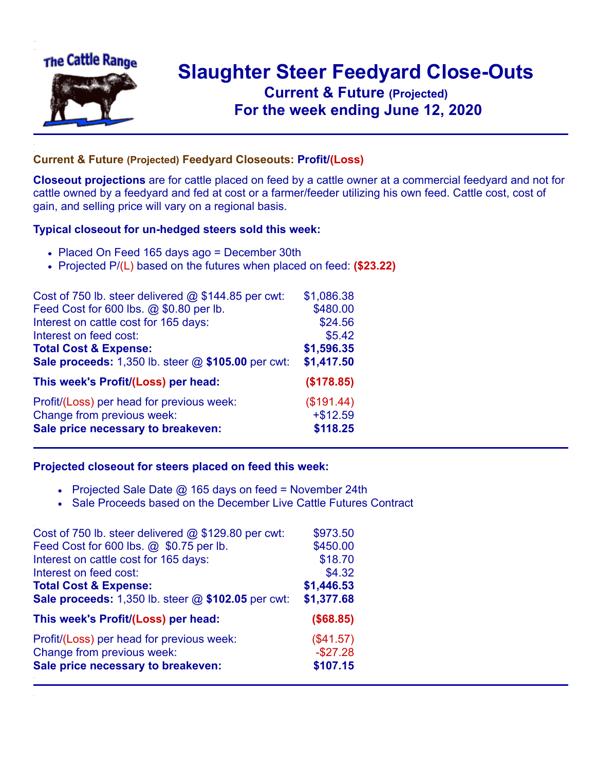# Slaughter Steer Feedyard Close-Outs

## Current & Future (Projected)

## For the week ending June 12, 2020

### Current & Future (Projected) Feedyard Closeouts: Profit/(Loss)

**Closeout projections** are for cattle placed on feed by a cattle owner at a commercial feedyard and not for cattle owned by a feedyard and fed at cost or a farmer/feeder utilizing his own feed. Cattle cost, cost of gain, and selling price will vary on a regional basis.

### Typical closeout for un-hedged steers sold this week:

- Placed On Feed 165 days ago = December 30th
- Projected P/(L) based on the futures when placed on feed: **($23.22)**

| | |
|---|---|
| Cost of 750 lb. steer delivered @ $144.85 per cwt: | $1,086.38 |
| Feed Cost for 600 lbs. @ $0.80 per lb. | $480.00 |
| Interest on cattle cost for 165 days: | $24.56 |
| Interest on feed cost: | $5.42 |
| **Total Cost & Expense:** | **$1,596.35** |
| **Sale proceeds:** 1,350 lb. steer @ **$105.00** per cwt: | **$1,417.50** |
| **This week's Profit/(Loss) per head:** | **($178.85)** |
| Profit/(Loss) per head for previous week: | ($191.44) |
| Change from previous week: | +$12.59 |
| **Sale price necessary to breakeven:** | **$118.25** |

### Projected closeout for steers placed on feed this week:

- Projected Sale Date @ 165 days on feed = November 24th
- Sale Proceeds based on the December Live Cattle Futures Contract

| | |
|---|---|
| Cost of 750 lb. steer delivered @ $129.80 per cwt: | $973.50 |
| Feed Cost for 600 lbs. @ $0.75 per lb. | $450.00 |
| Interest on cattle cost for 165 days: | $18.70 |
| Interest on feed cost: | $4.32 |
| **Total Cost & Expense:** | **$1,446.53** |
| **Sale proceeds:** 1,350 lb. steer @ **$102.05** per cwt: | **$1,377.68** |
| **This week's Profit/(Loss) per head:** | **($68.85)** |
| Profit/(Loss) per head for previous week: | ($41.57) |
| Change from previous week: | -$27.28 |
| **Sale price necessary to breakeven:** | **$107.15** |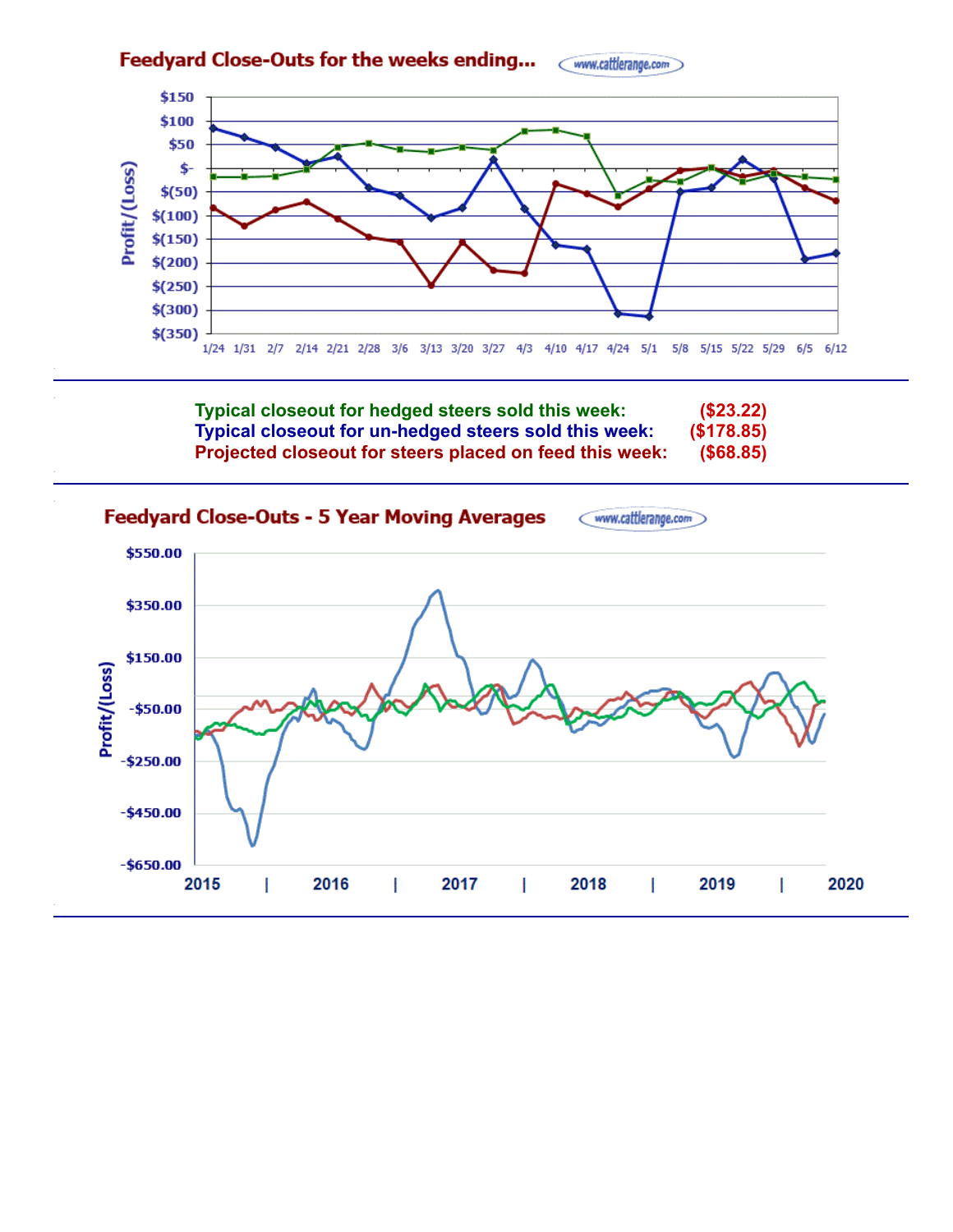## Feedyard Close-Outs for the weeks ending...

www.cattlerange.com

Profit/(Loss)

$150
$100
$50
$-
$(50)
$(100)
$(150)
$(200)
$(250)
$(300)
$(350)

1/24 1/31 2/7 2/14 2/21 2/28 3/6 3/13 3/20 3/27 4/3 4/10 4/17 4/24 5/1 5/8 5/15 5/22 5/29 6/5 6/12

| | |
|---|---|
| **Typical closeout for hedged steers sold this week:** | **($23.22)** |
| **Typical closeout for un-hedged steers sold this week:** | **($178.85)** |
| **Projected closeout for steers placed on feed this week:** | **($68.85)** |

## Feedyard Close-Outs - 5 Year Moving Averages

www.cattlerange.com

Profit/(Loss)

$550.00
$350.00
$150.00
-$50.00
-$250.00
-$450.00
-$650.00

2015 | 2016 | 2017 | 2018 | 2019 | 2020